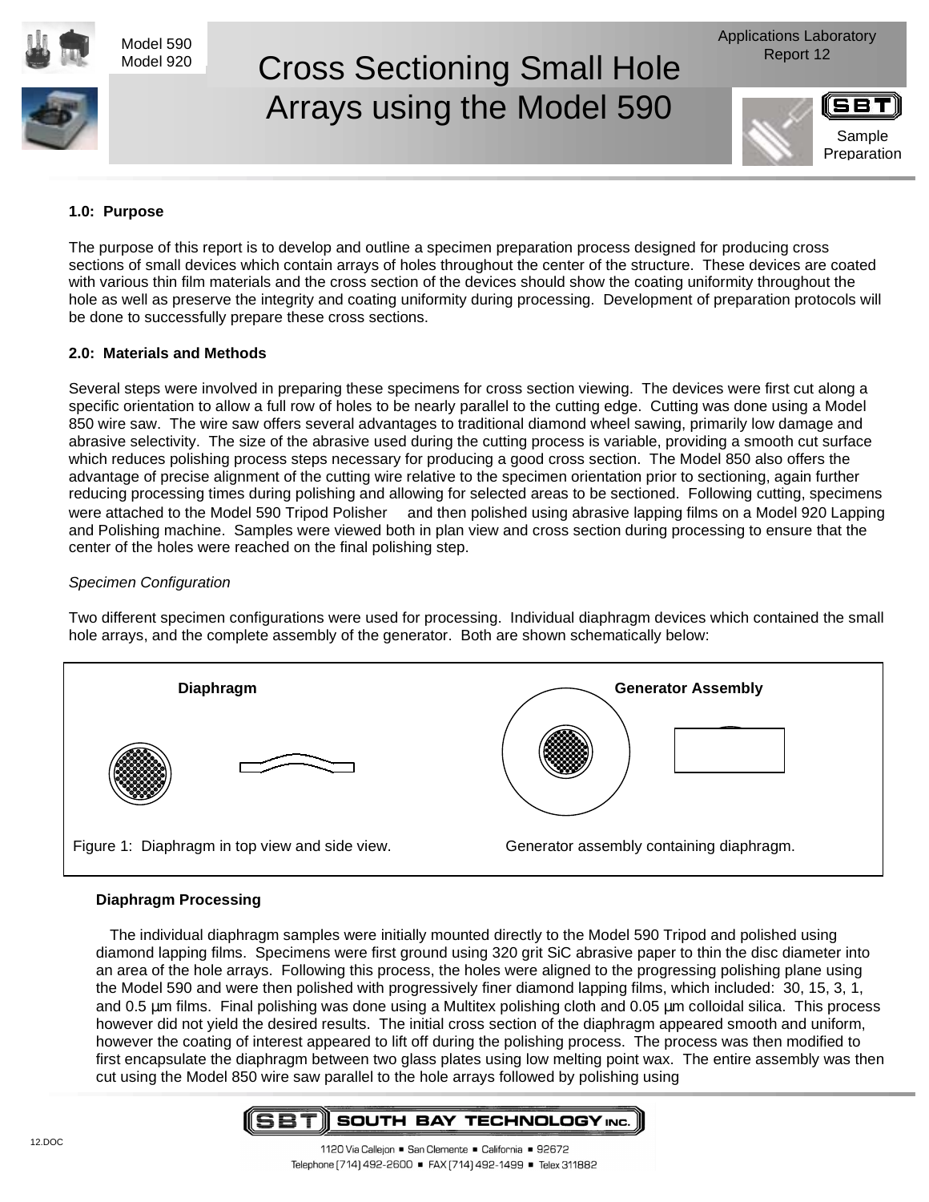Model 590
Model 920

# Cross Sectioning Small Hole Arrays using the Model 590

Applications Laboratory
Report 12

Sample Preparation

**1.0: Purpose**

The purpose of this report is to develop and outline a specimen preparation process designed for producing cross sections of small devices which contain arrays of holes throughout the center of the structure. These devices are coated with various thin film materials and the cross section of the devices should show the coating uniformity throughout the hole as well as preserve the integrity and coating uniformity during processing. Development of preparation protocols will be done to successfully prepare these cross sections.

**2.0: Materials and Methods**

Several steps were involved in preparing these specimens for cross section viewing. The devices were first cut along a specific orientation to allow a full row of holes to be nearly parallel to the cutting edge. Cutting was done using a Model 850 wire saw. The wire saw offers several advantages to traditional diamond wheel sawing, primarily low damage and abrasive selectivity. The size of the abrasive used during the cutting process is variable, providing a smooth cut surface which reduces polishing process steps necessary for producing a good cross section. The Model 850 also offers the advantage of precise alignment of the cutting wire relative to the specimen orientation prior to sectioning, again further reducing processing times during polishing and allowing for selected areas to be sectioned. Following cutting, specimens were attached to the Model 590 Tripod Polisher and then polished using abrasive lapping films on a Model 920 Lapping and Polishing machine. Samples were viewed both in plan view and cross section during processing to ensure that the center of the holes were reached on the final polishing step.

*Specimen Configuration*

Two different specimen configurations were used for processing. Individual diaphragm devices which contained the small hole arrays, and the complete assembly of the generator. Both are shown schematically below:

**Diaphragm** | **Generator Assembly**

Figure 1: Diaphragm in top view and side view. Generator assembly containing diaphragm.

**Diaphragm Processing**

The individual diaphragm samples were initially mounted directly to the Model 590 Tripod and polished using diamond lapping films. Specimens were first ground using 320 grit SiC abrasive paper to thin the disc diameter into an area of the hole arrays. Following this process, the holes were aligned to the progressing polishing plane using the Model 590 and were then polished with progressively finer diamond lapping films, which included: 30, 15, 3, 1, and 0.5 µm films. Final polishing was done using a Multitex polishing cloth and 0.05 µm colloidal silica. This process however did not yield the desired results. The initial cross section of the diaphragm appeared smooth and uniform, however the coating of interest appeared to lift off during the polishing process. The process was then modified to first encapsulate the diaphragm between two glass plates using low melting point wax. The entire assembly was then cut using the Model 850 wire saw parallel to the hole arrays followed by polishing using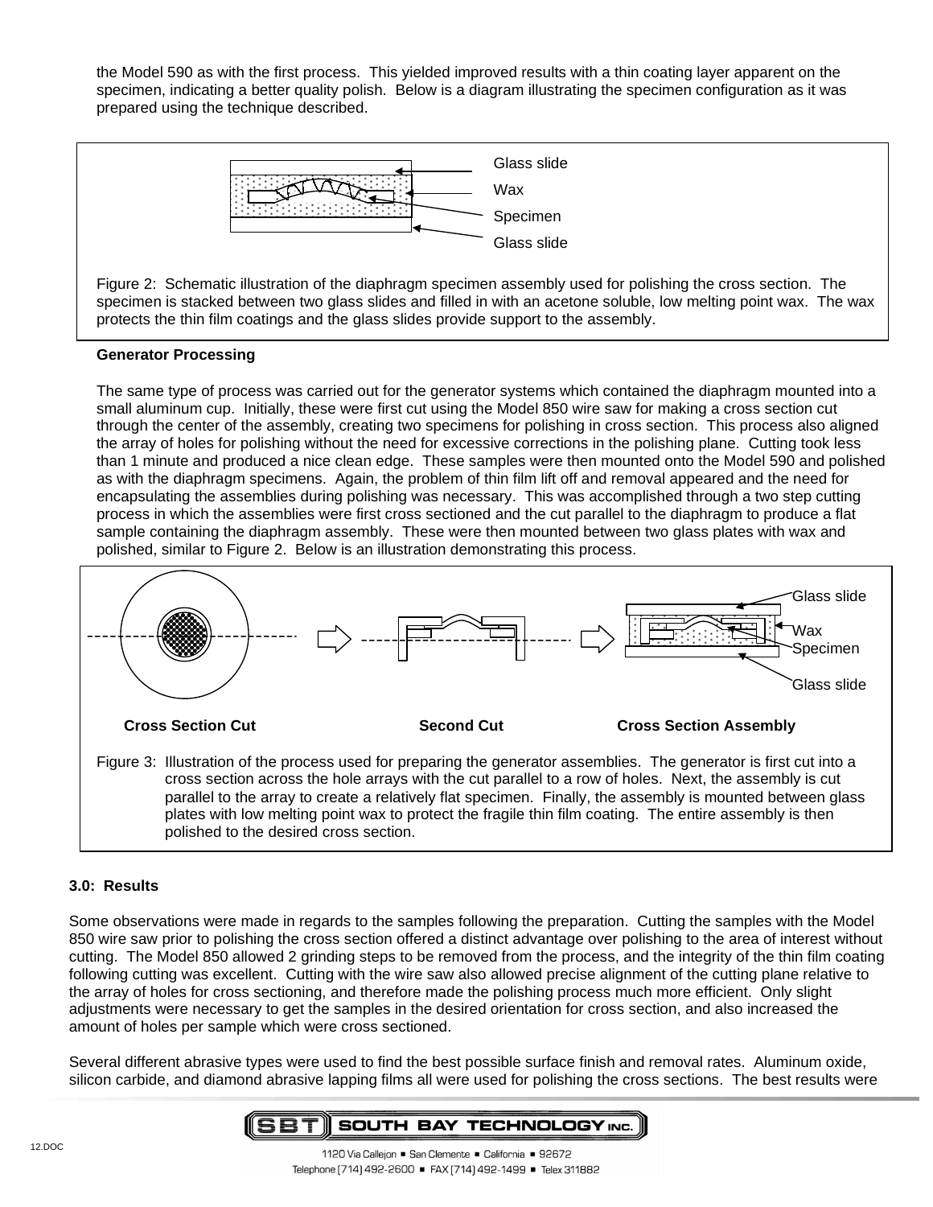the Model 590 as with the first process. This yielded improved results with a thin coating layer apparent on the specimen, indicating a better quality polish. Below is a diagram illustrating the specimen configuration as it was prepared using the technique described.

Glass slide

Wax

Specimen

Glass slide

Figure 2: Schematic illustration of the diaphragm specimen assembly used for polishing the cross section. The specimen is stacked between two glass slides and filled in with an acetone soluble, low melting point wax. The wax protects the thin film coatings and the glass slides provide support to the assembly.

**Generator Processing**

The same type of process was carried out for the generator systems which contained the diaphragm mounted into a small aluminum cup. Initially, these were first cut using the Model 850 wire saw for making a cross section cut through the center of the assembly, creating two specimens for polishing in cross section. This process also aligned the array of holes for polishing without the need for excessive corrections in the polishing plane. Cutting took less than 1 minute and produced a nice clean edge. These samples were then mounted onto the Model 590 and polished as with the diaphragm specimens. Again, the problem of thin film lift off and removal appeared and the need for encapsulating the assemblies during polishing was necessary. This was accomplished through a two step cutting process in which the assemblies were first cross sectioned and the cut parallel to the diaphragm to produce a flat sample containing the diaphragm assembly. These were then mounted between two glass plates with wax and polished, similar to Figure 2. Below is an illustration demonstrating this process.

Glass slide

Wax

Specimen

Glass slide

**Cross Section Cut** **Second Cut** **Cross Section Assembly**

Figure 3: Illustration of the process used for preparing the generator assemblies. The generator is first cut into a cross section across the hole arrays with the cut parallel to a row of holes. Next, the assembly is cut parallel to the array to create a relatively flat specimen. Finally, the assembly is mounted between glass plates with low melting point wax to protect the fragile thin film coating. The entire assembly is then polished to the desired cross section.

## 3.0: Results

Some observations were made in regards to the samples following the preparation. Cutting the samples with the Model 850 wire saw prior to polishing the cross section offered a distinct advantage over polishing to the area of interest without cutting. The Model 850 allowed 2 grinding steps to be removed from the process, and the integrity of the thin film coating following cutting was excellent. Cutting with the wire saw also allowed precise alignment of the cutting plane relative to the array of holes for cross sectioning, and therefore made the polishing process much more efficient. Only slight adjustments were necessary to get the samples in the desired orientation for cross section, and also increased the amount of holes per sample which were cross sectioned.

Several different abrasive types were used to find the best possible surface finish and removal rates. Aluminum oxide, silicon carbide, and diamond abrasive lapping films all were used for polishing the cross sections. The best results were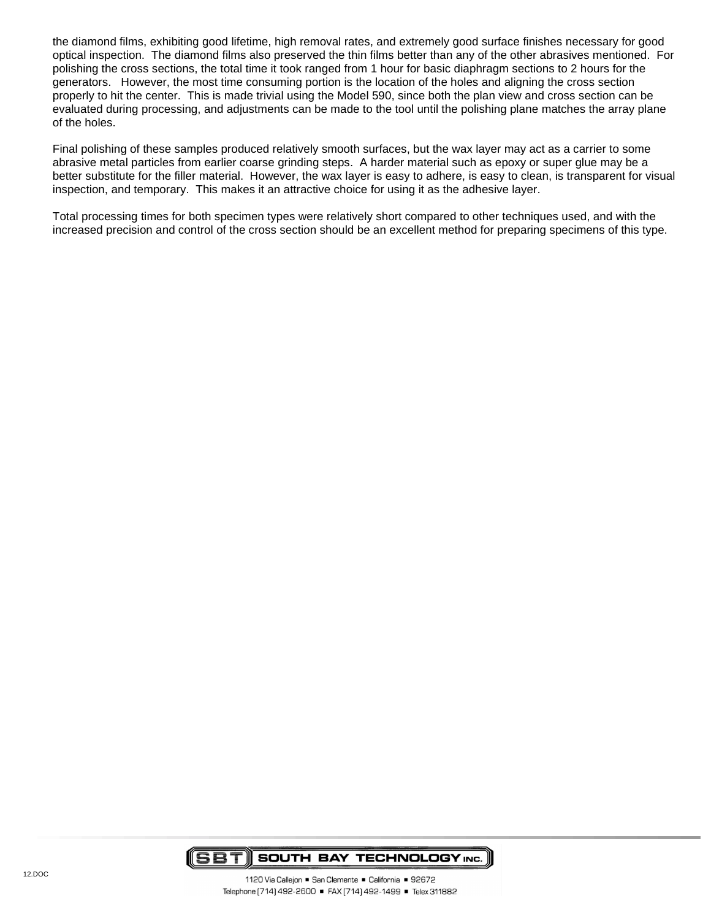the diamond films, exhibiting good lifetime, high removal rates, and extremely good surface finishes necessary for good optical inspection. The diamond films also preserved the thin films better than any of the other abrasives mentioned. For polishing the cross sections, the total time it took ranged from 1 hour for basic diaphragm sections to 2 hours for the generators. However, the most time consuming portion is the location of the holes and aligning the cross section properly to hit the center. This is made trivial using the Model 590, since both the plan view and cross section can be evaluated during processing, and adjustments can be made to the tool until the polishing plane matches the array plane of the holes.

Final polishing of these samples produced relatively smooth surfaces, but the wax layer may act as a carrier to some abrasive metal particles from earlier coarse grinding steps. A harder material such as epoxy or super glue may be a better substitute for the filler material. However, the wax layer is easy to adhere, is easy to clean, is transparent for visual inspection, and temporary. This makes it an attractive choice for using it as the adhesive layer.

Total processing times for both specimen types were relatively short compared to other techniques used, and with the increased precision and control of the cross section should be an excellent method for preparing specimens of this type.